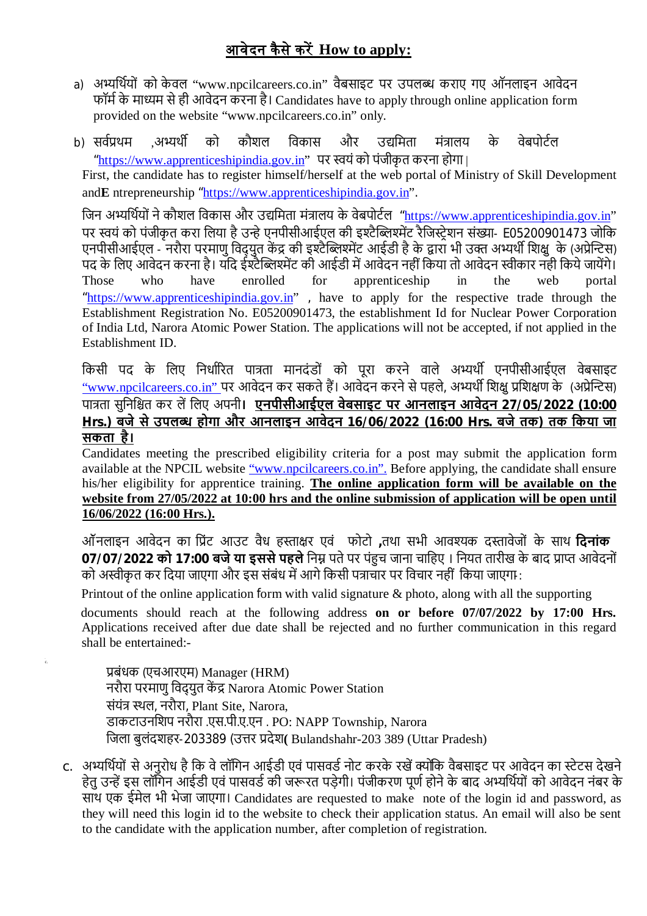## आवेदन कैसे करें How to apply:

a) अभ्यर्थियों को केवल “www.npcilcareers.co.in” वैबसाइट पर उपलब्ध कराए गए ऑनलाइन आवेदन फॉर्म के माध्यम से ही आवेदन करना है। Candidates have to apply through online application form provided on the website “www.npcilcareers.co.in” only.

b) सर्वप्रथम ,अभ्यर्थी को कौशल विकास और उद्यमिता मंत्रालय के वेबपोर्टल “https://www.apprenticeshipindia.gov.in” पर स्वयं को पंजीकृत करना होगा।
First, the candidate has to register himself/herself at the web portal of Ministry of Skill Development and**E** ntrepreneurship “https://www.apprenticeshipindia.gov.in”.

जिन अभ्यर्थियों ने कौशल विकास और उद्यमिता मंत्रालय के वेबपोर्टल “https://www.apprenticeshipindia.gov.in” पर स्वयं को पंजीकृत करा लिया है उन्हे एनपीसीआईएल की इश्टैब्लिशमेंट रैजिस्ट्रेशन संख्या- E05200901473 जोकि एनपीसीआईएल - नरौरा परमाणु विद्युत केंद्र की इश्टैब्लिशमेंट आईडी है के द्वारा भी उक्त अभ्यर्थी शिक्षु के (अप्रेन्टिस) पद के लिए आवेदन करना है। यदि ईश्टैब्लिशमेंट की आईडी में आवेदन नहीं किया तो आवेदन स्वीकार नही किये जायेंगे।
Those who have enrolled for apprenticeship in the web portal “https://www.apprenticeshipindia.gov.in” , have to apply for the respective trade through the Establishment Registration No. E05200901473, the establishment Id for Nuclear Power Corporation of India Ltd, Narora Atomic Power Station. The applications will not be accepted, if not applied in the Establishment ID.

किसी पद के लिए निर्धारित पात्रता मानदंडों को पूरा करने वाले अभ्यर्थी एनपीसीआईएल वेबसाइट “www.npcilcareers.co.in” पर आवेदन कर सकते हैं। आवेदन करने से पहले, अभ्यर्थी शिक्षु प्रशिक्षण के (अप्रेन्टिस) पात्रता सुनिश्चित कर लें लिए अपनी। **एनपीसीआईएल वेबसाइट पर आनलाइन आवेदन 27/05/2022 (10:00 Hrs.) बजे से उपलब्ध होगा और आनलाइन आवेदन 16/06/2022 (16:00 Hrs. बजे तक) तक किया जा सकता है।**
Candidates meeting the prescribed eligibility criteria for a post may submit the application form available at the NPCIL website “www.npcilcareers.co.in”. Before applying, the candidate shall ensure his/her eligibility for apprentice training. **The online application form will be available on the website from 27/05/2022 at 10:00 hrs and the online submission of application will be open until 16/06/2022 (16:00 Hrs.).**

ऑनलाइन आवेदन का प्रिंट आउट वैध हस्ताक्षर एवं फोटो ,तथा सभी आवश्यक दस्तावेजों के साथ **दिनांक 07/07/2022 को 17:00 बजे या इससे पहले** निम्न पते पर पंहुच जाना चाहिए । नियत तारीख के बाद प्राप्त आवेदनों को अस्वीकृत कर दिया जाएगा और इस संबंध में आगे किसी पत्राचार पर विचार नहीं किया जाएगा:
Printout of the online application form with valid signature & photo, along with all the supporting documents should reach at the following address **on or before 07/07/2022 by 17:00 Hrs.** Applications received after due date shall be rejected and no further communication in this regard shall be entertained:-

प्रबंधक (एचआरएम) Manager (HRM)
नरौरा परमाणु विद्युत केंद्र Narora Atomic Power Station
संयंत्र स्थल, नरौरा, Plant Site, Narora,
डाकटाउनशिप नरौरा .एस.पी.ए.एन . PO: NAPP Township, Narora
जिला बुलंदशहर-203389 (उत्तर प्रदेश( Bulandshahr-203 389 (Uttar Pradesh)

c. अभ्यर्थियों से अनुरोध है कि वे लॉगिन आईडी एवं पासवर्ड नोट करके रखें क्योंकि वैबसाइट पर आवेदन का स्टेटस देखने हेतु उन्हें इस लॉगिन आईडी एवं पासवर्ड की जरूरत पड़ेगी। पंजीकरण पूर्ण होने के बाद अभ्यर्थियों को आवेदन नंबर के साथ एक ईमेल भी भेजा जाएगा। Candidates are requested to make note of the login id and password, as they will need this login id to the website to check their application status. An email will also be sent to the candidate with the application number, after completion of registration.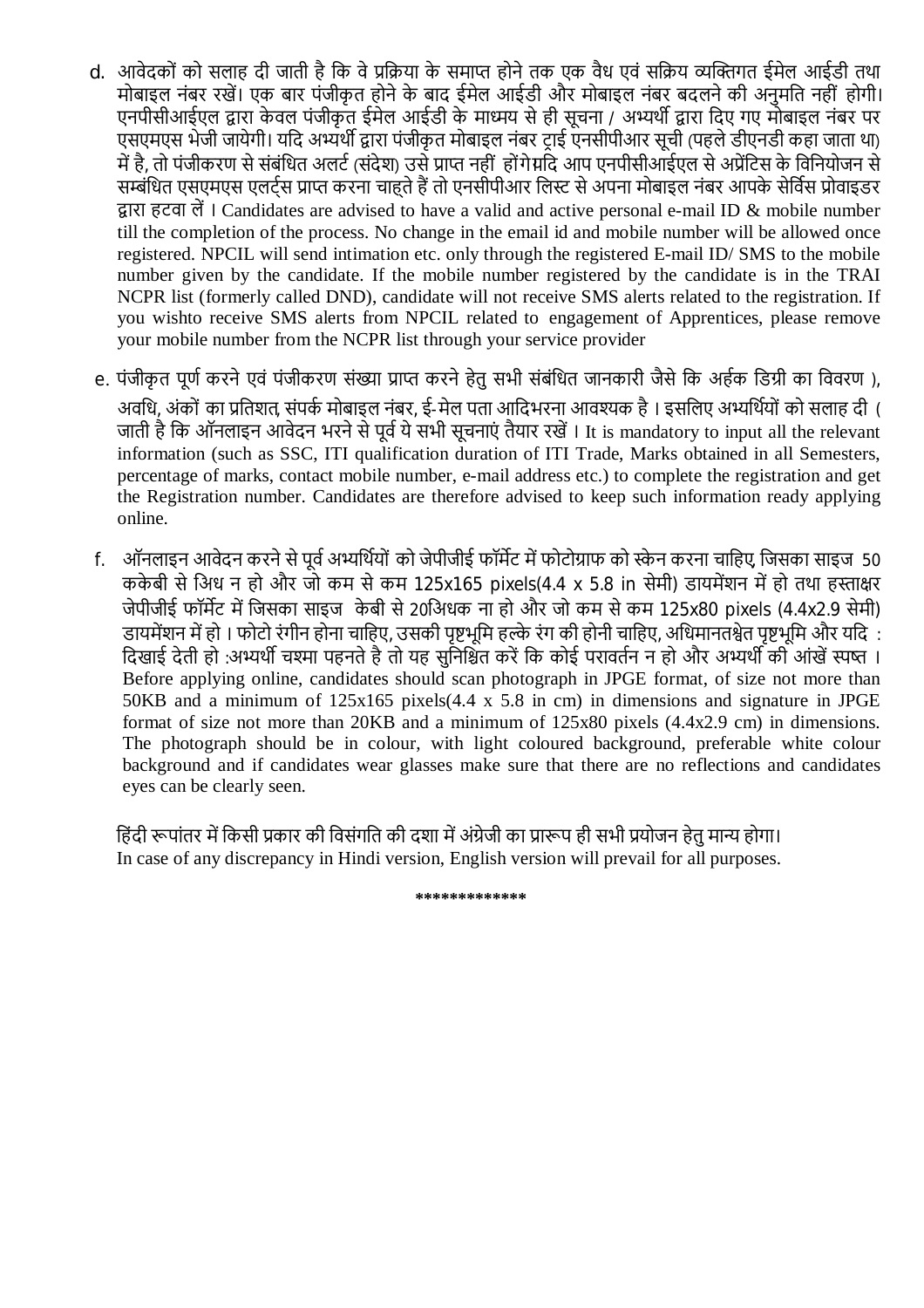d. आवेदकों को सलाह दी जाती है कि वे प्रक्रिया के समाप्त होने तक एक वैध एवं सक्रिय व्यक्तिगत ईमेल आईडी तथा मोबाइल नंबर रखें। एक बार पंजीकृत होने के बाद ईमेल आईडी और मोबाइल नंबर बदलने की अनुमति नहीं होगी। एनपीसीआईएल द्वारा केवल पंजीकृत ईमेल आईडी के माध्यम से ही सूचना / अभ्यर्थी द्वारा दिए गए मोबाइल नंबर पर एसएमएस भेजी जायेगी। यदि अभ्यर्थी द्वारा पंजीकृत मोबाइल नंबर ट्राई एनसीपीआर सूची (पहले डीएनडी कहा जाता था) में है, तो पंजीकरण से संबंधित अलर्ट (संदेश) उसे प्राप्त नहीं होंगे।यदि आप एनपीसीआईएल से अप्रेंटिस के विनियोजन से सम्बंधित एसएमएस एलर्ट्स प्राप्त करना चाहते हैं तो एनसीपीआर लिस्ट से अपना मोबाइल नंबर आपके सेर्विस प्रोवाइडर द्वारा हटवा लें । Candidates are advised to have a valid and active personal e-mail ID & mobile number till the completion of the process. No change in the email id and mobile number will be allowed once registered. NPCIL will send intimation etc. only through the registered E-mail ID/ SMS to the mobile number given by the candidate. If the mobile number registered by the candidate is in the TRAI NCPR list (formerly called DND), candidate will not receive SMS alerts related to the registration. If you wishto receive SMS alerts from NPCIL related to engagement of Apprentices, please remove your mobile number from the NCPR list through your service provider

e. पंजीकृत पूर्ण करने एवं पंजीकरण संख्या प्राप्त करने हेतु सभी संबंधित जानकारी जैसे कि अर्हक डिग्री का विवरण ), अवधि, अंकों का प्रतिशत, संपर्क मोबाइल नंबर, ई-मेल पता आदिभरना आवश्यक है । इसलिए अभ्यर्थियों को सलाह दी ( जाती है कि ऑनलाइन आवेदन भरने से पूर्व ये सभी सूचनाएं तैयार रखें । It is mandatory to input all the relevant information (such as SSC, ITI qualification duration of ITI Trade, Marks obtained in all Semesters, percentage of marks, contact mobile number, e-mail address etc.) to complete the registration and get the Registration number. Candidates are therefore advised to keep such information ready applying online.

f. ऑनलाइन आवेदन करने से पूर्व अभ्यर्थियों को जेपीजीई फॉर्मेट में फोटोग्राफ को स्केन करना चाहिए, जिसका साइज 50 ककेबी से अिध न हो और जो कम से कम 125x165 pixels(4.4 x 5.8 in सेमी) डायमेंशन में हो तथा हस्ताक्षर जेपीजीई फॉर्मेट में जिसका साइज केबी से 20अिधक ना हो और जो कम से कम 125x80 pixels (4.4x2.9 सेमी) डायमेंशन में हो । फोटो रंगीन होना चाहिए, उसकी पृष्ठभूमि हल्के रंग की होनी चाहिए, अधिमानतश्वेत पृष्ठभूमि और यदि : दिखाई देती हो :अभ्यर्थी चश्मा पहनते है तो यह सुनिश्चित करें कि कोई परावर्तन न हो और अभ्यर्थी की आंखें स्पष्ट । Before applying online, candidates should scan photograph in JPGE format, of size not more than 50KB and a minimum of 125x165 pixels(4.4 x 5.8 in cm) in dimensions and signature in JPGE format of size not more than 20KB and a minimum of 125x80 pixels (4.4x2.9 cm) in dimensions. The photograph should be in colour, with light coloured background, preferable white colour background and if candidates wear glasses make sure that there are no reflections and candidates eyes can be clearly seen.

हिंदी रूपांतर में किसी प्रकार की विसंगति की दशा में अंग्रेजी का प्रारूप ही सभी प्रयोजन हेतु मान्य होगा।
In case of any discrepancy in Hindi version, English version will prevail for all purposes.

*************